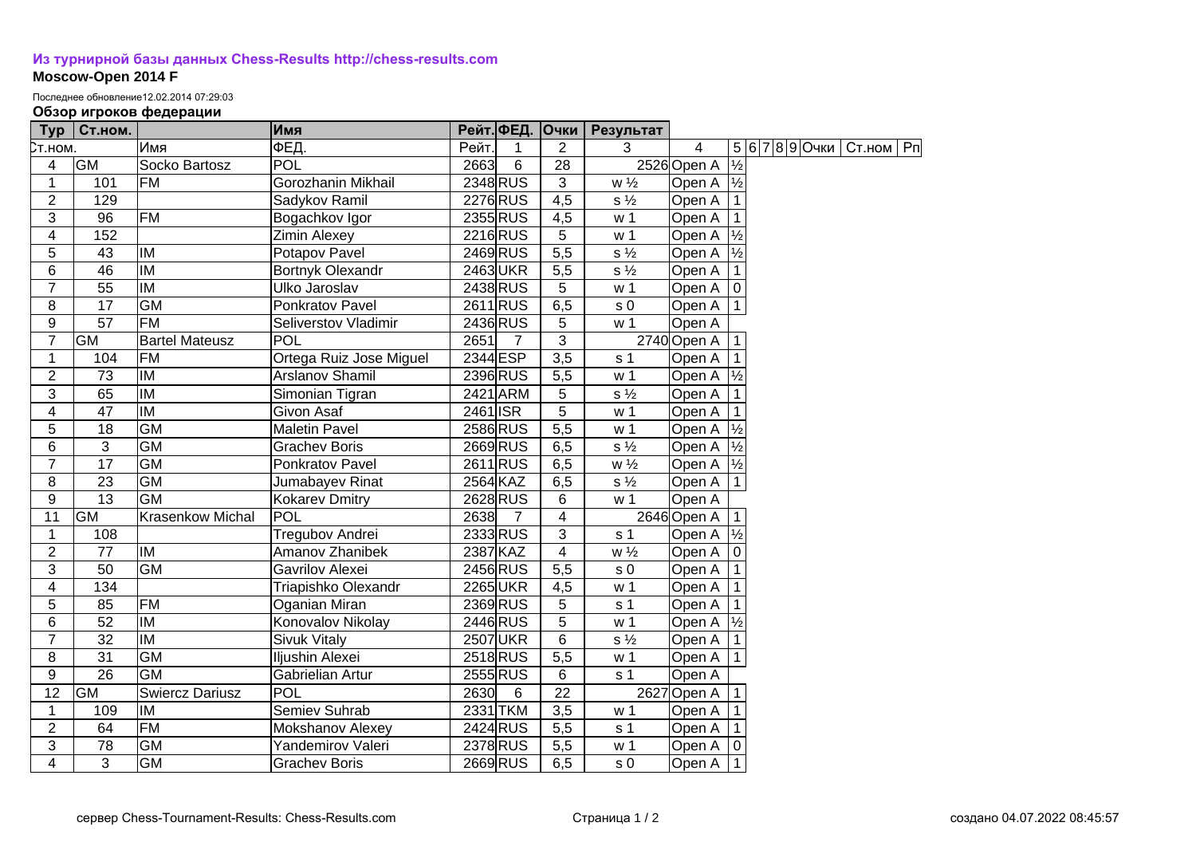**Из турнирной базы данных Chess-Results http://chess-results.com**

**Moscow-Open 2014 F**

Последнее обновление12.02.2014 07:29:03

**Обзор игроков федерации**

| Тур | Ст.ном. | | Имя | Рейт. | ФЕД. | Очки | Результат | | |
|---|---|---|---|---|---|---|---|---|---|
| Ст.ном. | | Имя | ФЕД. | Рейт. | 1 | 2 | 3 | 4 | 5 6 7 8 9 Очки Ст.ном Рп |
| 4 | GM | Socko Bartosz | POL | 2663 | 6 | 28 | 2526 | Open A | ½ |
| 1 | 101 | FM | Gorozhanin Mikhail | 2348 | RUS | 3 | w ½ | Open A | ½ |
| 2 | 129 | | Sadykov Ramil | 2276 | RUS | 4,5 | s ½ | Open A | 1 |
| 3 | 96 | FM | Bogachkov Igor | 2355 | RUS | 4,5 | w 1 | Open A | 1 |
| 4 | 152 | | Zimin Alexey | 2216 | RUS | 5 | w 1 | Open A | ½ |
| 5 | 43 | IM | Potapov Pavel | 2469 | RUS | 5,5 | s ½ | Open A | ½ |
| 6 | 46 | IM | Bortnyk Olexandr | 2463 | UKR | 5,5 | s ½ | Open A | 1 |
| 7 | 55 | IM | Ulko Jaroslav | 2438 | RUS | 5 | w 1 | Open A | 0 |
| 8 | 17 | GM | Ponkratov Pavel | 2611 | RUS | 6,5 | s 0 | Open A | 1 |
| 9 | 57 | FM | Seliverstov Vladimir | 2436 | RUS | 5 | w 1 | Open A | |
| 7 | GM | Bartel Mateusz | POL | 2651 | 7 | 3 | 2740 | Open A | 1 |
| 1 | 104 | FM | Ortega Ruiz Jose Miguel | 2344 | ESP | 3,5 | s 1 | Open A | 1 |
| 2 | 73 | IM | Arslanov Shamil | 2396 | RUS | 5,5 | w 1 | Open A | ½ |
| 3 | 65 | IM | Simonian Tigran | 2421 | ARM | 5 | s ½ | Open A | 1 |
| 4 | 47 | IM | Givon Asaf | 2461 | ISR | 5 | w 1 | Open A | 1 |
| 5 | 18 | GM | Maletin Pavel | 2586 | RUS | 5,5 | w 1 | Open A | ½ |
| 6 | 3 | GM | Grachev Boris | 2669 | RUS | 6,5 | s ½ | Open A | ½ |
| 7 | 17 | GM | Ponkratov Pavel | 2611 | RUS | 6,5 | w ½ | Open A | ½ |
| 8 | 23 | GM | Jumabayev Rinat | 2564 | KAZ | 6,5 | s ½ | Open A | 1 |
| 9 | 13 | GM | Kokarev Dmitry | 2628 | RUS | 6 | w 1 | Open A | |
| 11 | GM | Krasenkow Michal | POL | 2638 | 7 | 4 | 2646 | Open A | 1 |
| 1 | 108 | | Tregubov Andrei | 2333 | RUS | 3 | s 1 | Open A | ½ |
| 2 | 77 | IM | Amanov Zhanibek | 2387 | KAZ | 4 | w ½ | Open A | 0 |
| 3 | 50 | GM | Gavrilov Alexei | 2456 | RUS | 5,5 | s 0 | Open A | 1 |
| 4 | 134 | | Triapishko Olexandr | 2265 | UKR | 4,5 | w 1 | Open A | 1 |
| 5 | 85 | FM | Oganian Miran | 2369 | RUS | 5 | s 1 | Open A | 1 |
| 6 | 52 | IM | Konovalov Nikolay | 2446 | RUS | 5 | w 1 | Open A | ½ |
| 7 | 32 | IM | Sivuk Vitaly | 2507 | UKR | 6 | s ½ | Open A | 1 |
| 8 | 31 | GM | Iljushin Alexei | 2518 | RUS | 5,5 | w 1 | Open A | 1 |
| 9 | 26 | GM | Gabrielian Artur | 2555 | RUS | 6 | s 1 | Open A | |
| 12 | GM | Swiercz Dariusz | POL | 2630 | 6 | 22 | 2627 | Open A | 1 |
| 1 | 109 | IM | Semiev Suhrab | 2331 | TKM | 3,5 | w 1 | Open A | 1 |
| 2 | 64 | FM | Mokshanov Alexey | 2424 | RUS | 5,5 | s 1 | Open A | 1 |
| 3 | 78 | GM | Yandemirov Valeri | 2378 | RUS | 5,5 | w 1 | Open A | 0 |
| 4 | 3 | GM | Grachev Boris | 2669 | RUS | 6,5 | s 0 | Open A | 1 |

сервер Chess-Tournament-Results: Chess-Results.com

создано 04.07.2022 08:45:57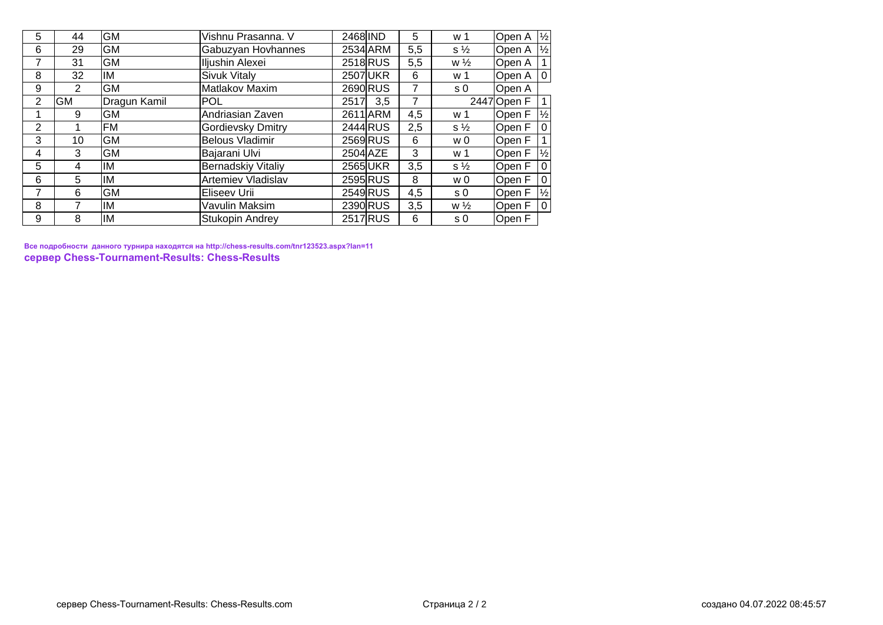| | | | | | | | | | |
|---|---|---|---|---|---|---|---|---|---|
| 5 | 44 | GM | Vishnu Prasanna. V | 2468 | IND | 5 | w 1 | Open A | ½ |
| 6 | 29 | GM | Gabuzyan Hovhannes | 2534 | ARM | 5,5 | s ½ | Open A | ½ |
| 7 | 31 | GM | Iljushin Alexei | 2518 | RUS | 5,5 | w ½ | Open A | 1 |
| 8 | 32 | IM | Sivuk Vitaly | 2507 | UKR | 6 | w 1 | Open A | 0 |
| 9 | 2 | GM | Matlakov Maxim | 2690 | RUS | 7 | s 0 | Open A | |
| 2 | GM | Dragun Kamil | POL | 2517 | 3,5 | 7 | 2447 | Open F | 1 |
| 1 | 9 | GM | Andriasian Zaven | 2611 | ARM | 4,5 | w 1 | Open F | ½ |
| 2 | 1 | FM | Gordievsky Dmitry | 2444 | RUS | 2,5 | s ½ | Open F | 0 |
| 3 | 10 | GM | Belous Vladimir | 2569 | RUS | 6 | w 0 | Open F | 1 |
| 4 | 3 | GM | Bajarani Ulvi | 2504 | AZE | 3 | w 1 | Open F | ½ |
| 5 | 4 | IM | Bernadskiy Vitaliy | 2565 | UKR | 3,5 | s ½ | Open F | 0 |
| 6 | 5 | IM | Artemiev Vladislav | 2595 | RUS | 8 | w 0 | Open F | 0 |
| 7 | 6 | GM | Eliseev Urii | 2549 | RUS | 4,5 | s 0 | Open F | ½ |
| 8 | 7 | IM | Vavulin Maksim | 2390 | RUS | 3,5 | w ½ | Open F | 0 |
| 9 | 8 | IM | Stukopin Andrey | 2517 | RUS | 6 | s 0 | Open F | |

**Все подробности данного турнира находятся на http://chess-results.com/tnr123523.aspx?lan=11**

**сервер Chess-Tournament-Results: Chess-Results**